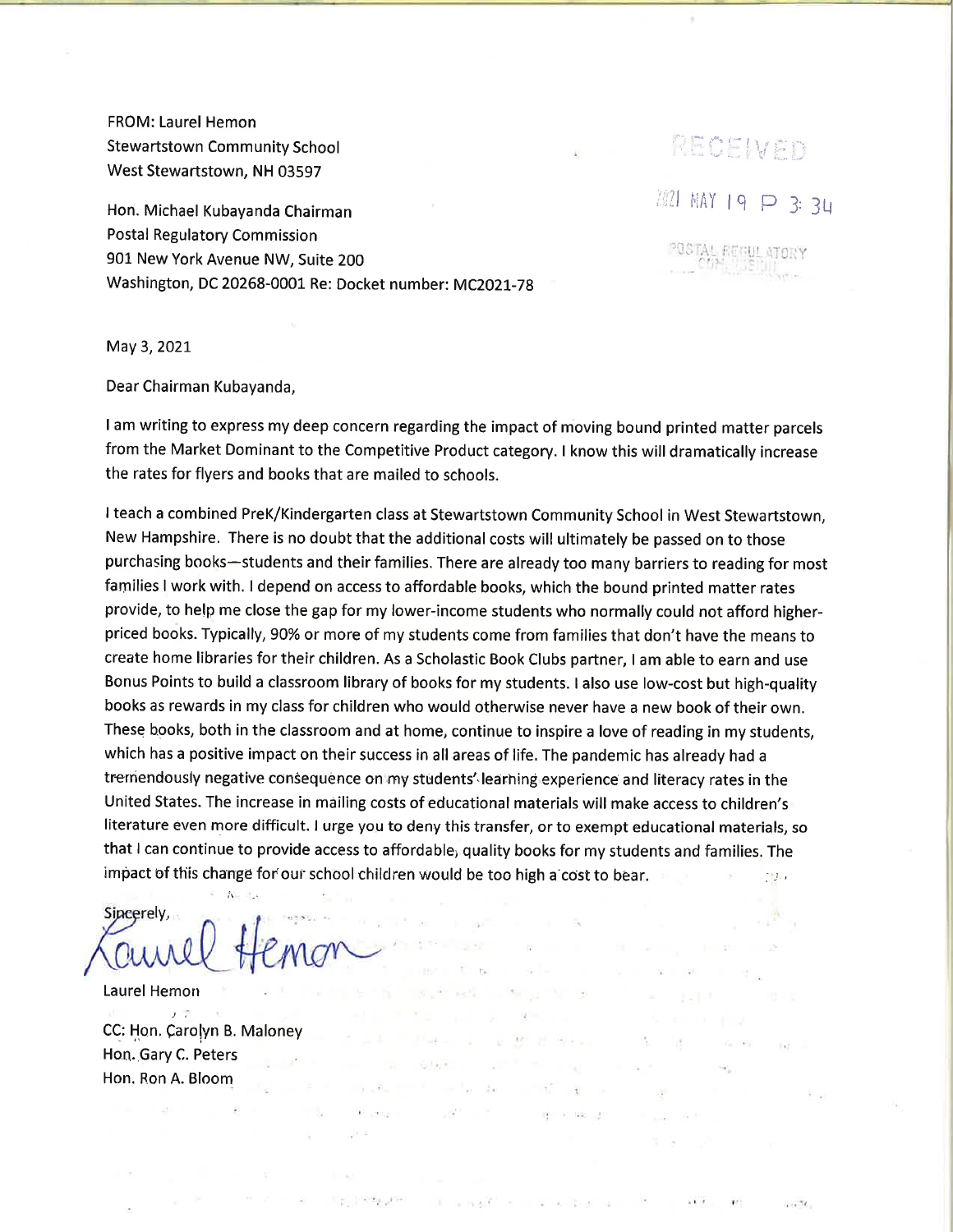FROM: Laurel Hemon
Stewartstown Community School
West Stewartstown, NH 03597

RECEIVED

2021 MAY 19 P 3: 34

POSTAL REGULATORY COMMISSION

Hon. Michael Kubayanda Chairman
Postal Regulatory Commission
901 New York Avenue NW, Suite 200
Washington, DC 20268-0001 Re: Docket number: MC2021-78

May 3, 2021

Dear Chairman Kubayanda,

I am writing to express my deep concern regarding the impact of moving bound printed matter parcels from the Market Dominant to the Competitive Product category. I know this will dramatically increase the rates for flyers and books that are mailed to schools.

I teach a combined PreK/Kindergarten class at Stewartstown Community School in West Stewartstown, New Hampshire. There is no doubt that the additional costs will ultimately be passed on to those purchasing books—students and their families. There are already too many barriers to reading for most families I work with. I depend on access to affordable books, which the bound printed matter rates provide, to help me close the gap for my lower-income students who normally could not afford higher-priced books. Typically, 90% or more of my students come from families that don't have the means to create home libraries for their children. As a Scholastic Book Clubs partner, I am able to earn and use Bonus Points to build a classroom library of books for my students. I also use low-cost but high-quality books as rewards in my class for children who would otherwise never have a new book of their own. These books, both in the classroom and at home, continue to inspire a love of reading in my students, which has a positive impact on their success in all areas of life. The pandemic has already had a tremendously negative consequence on my students' learning experience and literacy rates in the United States. The increase in mailing costs of educational materials will make access to children's literature even more difficult. I urge you to deny this transfer, or to exempt educational materials, so that I can continue to provide access to affordable, quality books for my students and families. The impact of this change for our school children would be too high a cost to bear.

Sincerely,

Laurel Hemon

Laurel Hemon

CC: Hon. Carolyn B. Maloney
Hon. Gary C. Peters
Hon. Ron A. Bloom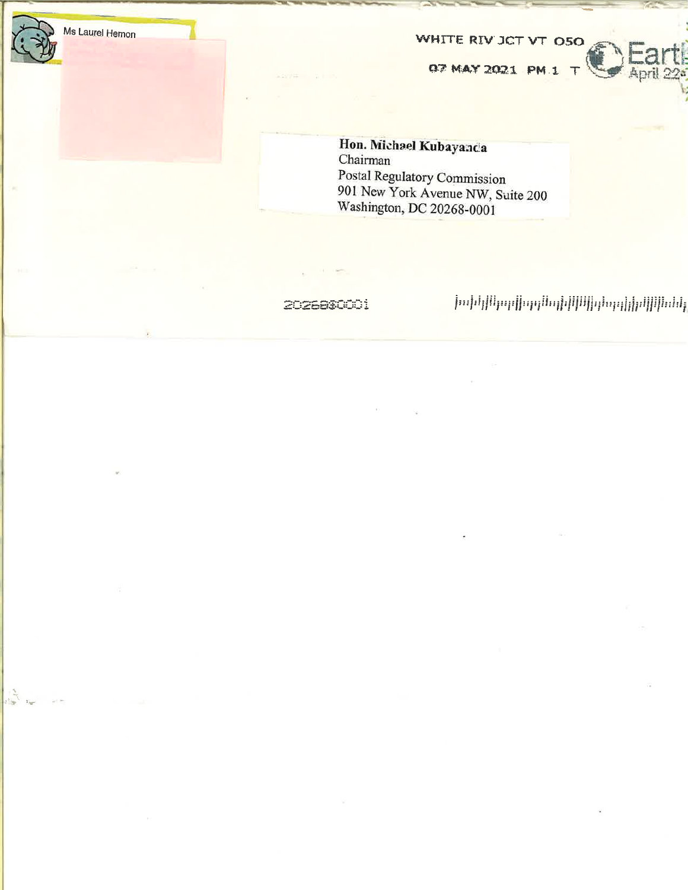Ms Laurel Hemon

WHITE RIV JCT VT 050

07 MAY 2021 PM 1 T

Earth
April 22

**Hon. Michael Kubayanda**
Chairman
Postal Regulatory Commission
901 New York Avenue NW, Suite 200
Washington, DC 20268-0001

20268$0001